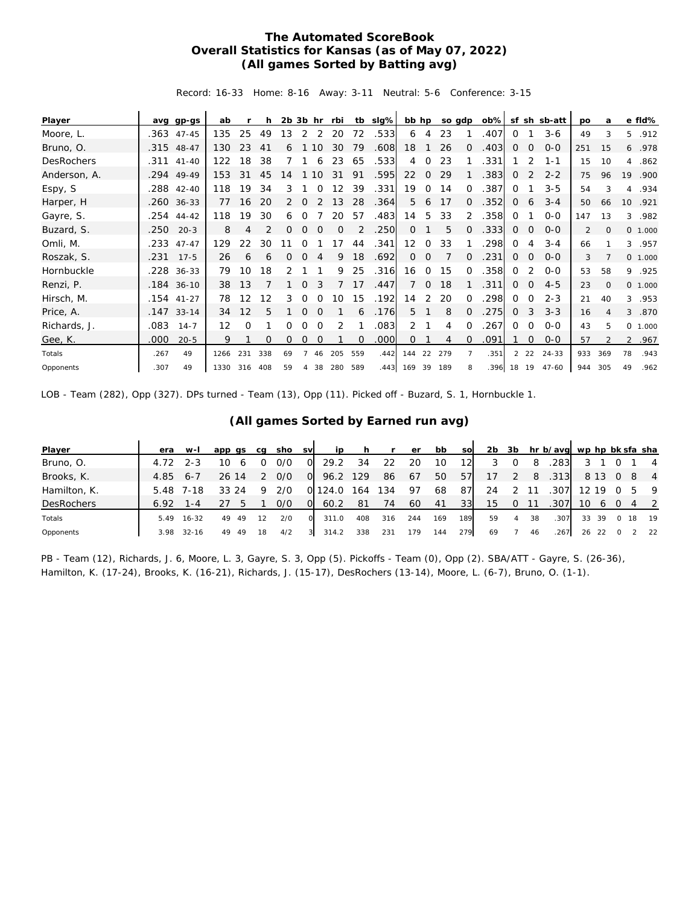# The Automated ScoreBook
## Overall Statistics for Kansas (as of May 07, 2022)
### (All games Sorted by Batting avg)

Record: 16-33 Home: 8-16 Away: 3-11 Neutral: 5-6 Conference: 3-15

| Player | avg | gp-gs | ab | r | h | 2b | 3b | hr | rbi | tb | slg% | bb | hp | so | gdp | ob% | sf | sh | sb-att | po | a | e | fld% |
|---|---|---|---|---|---|---|---|---|---|---|---|---|---|---|---|---|---|---|---|---|---|---|---|
| Moore, L. | .363 | 47-45 | 135 | 25 | 49 | 13 | 2 | 2 | 20 | 72 | .533 | 6 | 4 | 23 | 1 | .407 | 0 | 1 | 3-6 | 49 | 3 | 5 | .912 |
| Bruno, O. | .315 | 48-47 | 130 | 23 | 41 | 6 | 1 | 10 | 30 | 79 | .608 | 18 | 1 | 26 | 0 | .403 | 0 | 0 | 0-0 | 251 | 15 | 6 | .978 |
| DesRochers | .311 | 41-40 | 122 | 18 | 38 | 7 | 1 | 6 | 23 | 65 | .533 | 4 | 0 | 23 | 1 | .331 | 1 | 2 | 1-1 | 15 | 10 | 4 | .862 |
| Anderson, A. | .294 | 49-49 | 153 | 31 | 45 | 14 | 1 | 10 | 31 | 91 | .595 | 22 | 0 | 29 | 1 | .383 | 0 | 2 | 2-2 | 75 | 96 | 19 | .900 |
| Espy, S | .288 | 42-40 | 118 | 19 | 34 | 3 | 1 | 0 | 12 | 39 | .331 | 19 | 0 | 14 | 0 | .387 | 0 | 1 | 3-5 | 54 | 3 | 4 | .934 |
| Harper, H | .260 | 36-33 | 77 | 16 | 20 | 2 | 0 | 2 | 13 | 28 | .364 | 5 | 6 | 17 | 0 | .352 | 0 | 6 | 3-4 | 50 | 66 | 10 | .921 |
| Gayre, S. | .254 | 44-42 | 118 | 19 | 30 | 6 | 0 | 7 | 20 | 57 | .483 | 14 | 5 | 33 | 2 | .358 | 0 | 1 | 0-0 | 147 | 13 | 3 | .982 |
| Buzard, S. | .250 | 20-3 | 8 | 4 | 2 | 0 | 0 | 0 | 0 | 2 | .250 | 0 | 1 | 5 | 0 | .333 | 0 | 0 | 0-0 | 2 | 0 | 0 | 1.000 |
| Omli, M. | .233 | 47-47 | 129 | 22 | 30 | 11 | 0 | 1 | 17 | 44 | .341 | 12 | 0 | 33 | 1 | .298 | 0 | 4 | 3-4 | 66 | 1 | 3 | .957 |
| Roszak, S. | .231 | 17-5 | 26 | 6 | 6 | 0 | 0 | 4 | 9 | 18 | .692 | 0 | 0 | 7 | 0 | .231 | 0 | 0 | 0-0 | 3 | 7 | 0 | 1.000 |
| Hornbuckle | .228 | 36-33 | 79 | 10 | 18 | 2 | 1 | 1 | 9 | 25 | .316 | 16 | 0 | 15 | 0 | .358 | 0 | 2 | 0-0 | 53 | 58 | 9 | .925 |
| Renzi, P. | .184 | 36-10 | 38 | 13 | 7 | 1 | 0 | 3 | 7 | 17 | .447 | 7 | 0 | 18 | 1 | .311 | 0 | 0 | 4-5 | 23 | 0 | 0 | 1.000 |
| Hirsch, M. | .154 | 41-27 | 78 | 12 | 12 | 3 | 0 | 0 | 10 | 15 | .192 | 14 | 2 | 20 | 0 | .298 | 0 | 0 | 2-3 | 21 | 40 | 3 | .953 |
| Price, A. | .147 | 33-14 | 34 | 12 | 5 | 1 | 0 | 0 | 1 | 6 | .176 | 5 | 1 | 8 | 0 | .275 | 0 | 3 | 3-3 | 16 | 4 | 3 | .870 |
| Richards, J. | .083 | 14-7 | 12 | 0 | 1 | 0 | 0 | 0 | 2 | 1 | .083 | 2 | 1 | 4 | 0 | .267 | 0 | 0 | 0-0 | 43 | 5 | 0 | 1.000 |
| Gee, K. | .000 | 20-5 | 9 | 1 | 0 | 0 | 0 | 0 | 1 | 0 | .000 | 0 | 1 | 4 | 0 | .091 | 1 | 0 | 0-0 | 57 | 2 | 2 | .967 |
| Totals | .267 | 49 | 1266 | 231 | 338 | 69 | 7 | 46 | 205 | 559 | .442 | 144 | 22 | 279 | 7 | .351 | 2 | 22 | 24-33 | 933 | 369 | 78 | .943 |
| Opponents | .307 | 49 | 1330 | 316 | 408 | 59 | 4 | 38 | 280 | 589 | .443 | 169 | 39 | 189 | 8 | .396 | 18 | 19 | 47-60 | 944 | 305 | 49 | .962 |

LOB - Team (282), Opp (327). DPs turned - Team (13), Opp (11). Picked off - Buzard, S. 1, Hornbuckle 1.

### (All games Sorted by Earned run avg)

| Player | era | w-l | app | gs | cg | sho | sv | ip | h | r | er | bb | so | 2b | 3b | hr | b/avg | wp | hp | bk | sfa | sha |
|---|---|---|---|---|---|---|---|---|---|---|---|---|---|---|---|---|---|---|---|---|---|---|
| Bruno, O. | 4.72 | 2-3 | 10 | 6 | 0 | 0/0 | 0 | 29.2 | 34 | 22 | 20 | 10 | 12 | 3 | 0 | 8 | .283 | 3 | 1 | 0 | 1 | 4 |
| Brooks, K. | 4.85 | 6-7 | 26 | 14 | 2 | 0/0 | 0 | 96.2 | 129 | 86 | 67 | 50 | 57 | 17 | 2 | 8 | .313 | 8 | 13 | 0 | 8 | 4 |
| Hamilton, K. | 5.48 | 7-18 | 33 | 24 | 9 | 2/0 | 0 | 124.0 | 164 | 134 | 97 | 68 | 87 | 24 | 2 | 11 | .307 | 12 | 19 | 0 | 5 | 9 |
| DesRochers | 6.92 | 1-4 | 27 | 5 | 1 | 0/0 | 0 | 60.2 | 81 | 74 | 60 | 41 | 33 | 15 | 0 | 11 | .307 | 10 | 6 | 0 | 4 | 2 |
| Totals | 5.49 | 16-32 | 49 | 49 | 12 | 2/0 | 0 | 311.0 | 408 | 316 | 244 | 169 | 189 | 59 | 4 | 38 | .307 | 33 | 39 | 0 | 18 | 19 |
| Opponents | 3.98 | 32-16 | 49 | 49 | 18 | 4/2 | 3 | 314.2 | 338 | 231 | 179 | 144 | 279 | 69 | 7 | 46 | .267 | 26 | 22 | 0 | 2 | 22 |

PB - Team (12), Richards, J. 6, Moore, L. 3, Gayre, S. 3, Opp (5). Pickoffs - Team (0), Opp (2). SBA/ATT - Gayre, S. (26-36), Hamilton, K. (17-24), Brooks, K. (16-21), Richards, J. (15-17), DesRochers (13-14), Moore, L. (6-7), Bruno, O. (1-1).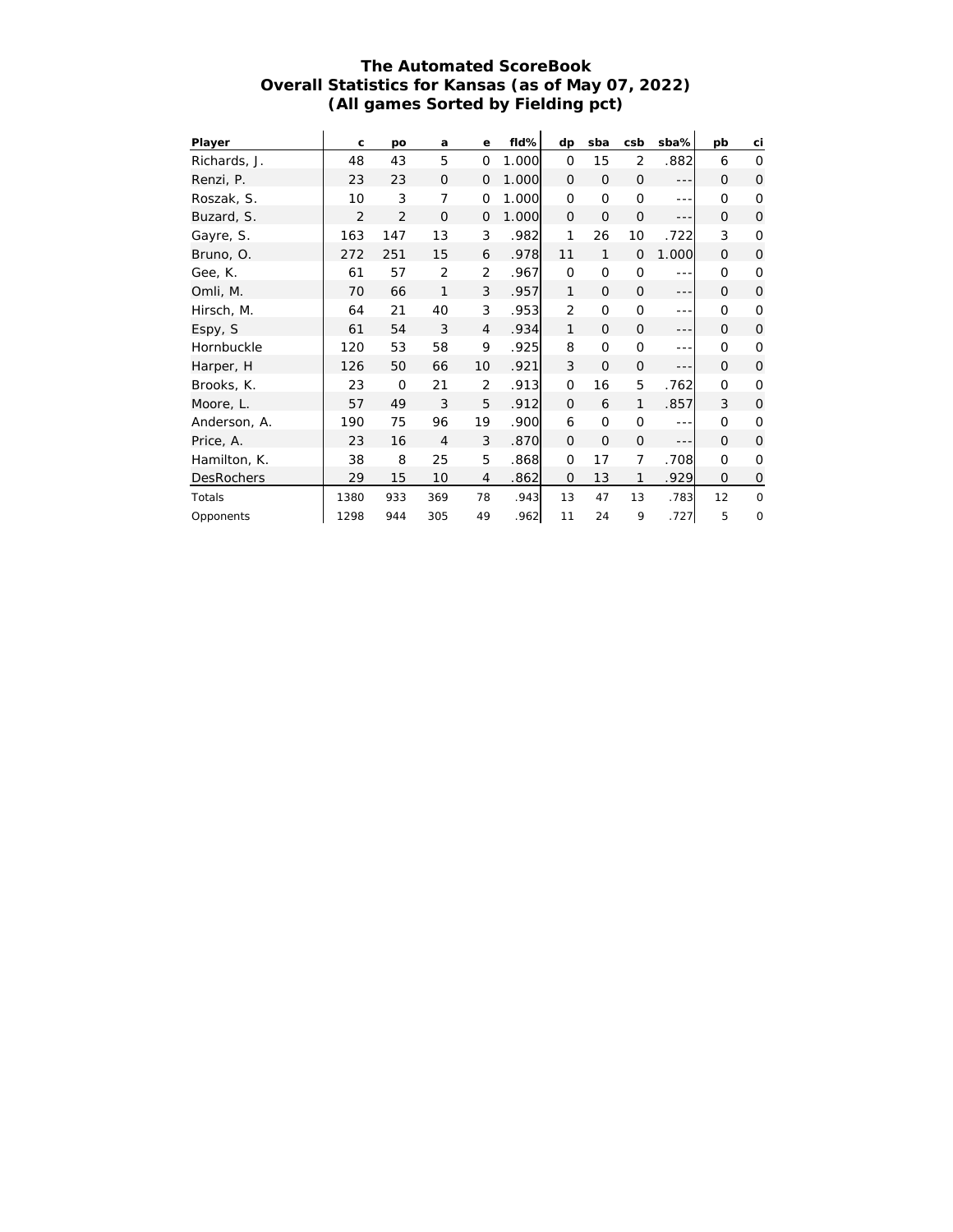# The Automated ScoreBook
## Overall Statistics for Kansas (as of May 07, 2022)
## (All games Sorted by Fielding pct)

| Player | c | po | a | e | fld% | dp | sba | csb | sba% | pb | ci |
|---|---|---|---|---|---|---|---|---|---|---|---|
| Richards, J. | 48 | 43 | 5 | 0 | 1.000 | 0 | 15 | 2 | .882 | 6 | 0 |
| Renzi, P. | 23 | 23 | 0 | 0 | 1.000 | 0 | 0 | 0 | --- | 0 | 0 |
| Roszak, S. | 10 | 3 | 7 | 0 | 1.000 | 0 | 0 | 0 | --- | 0 | 0 |
| Buzard, S. | 2 | 2 | 0 | 0 | 1.000 | 0 | 0 | 0 | --- | 0 | 0 |
| Gayre, S. | 163 | 147 | 13 | 3 | .982 | 1 | 26 | 10 | .722 | 3 | 0 |
| Bruno, O. | 272 | 251 | 15 | 6 | .978 | 11 | 1 | 0 | 1.000 | 0 | 0 |
| Gee, K. | 61 | 57 | 2 | 2 | .967 | 0 | 0 | 0 | --- | 0 | 0 |
| Omli, M. | 70 | 66 | 1 | 3 | .957 | 1 | 0 | 0 | --- | 0 | 0 |
| Hirsch, M. | 64 | 21 | 40 | 3 | .953 | 2 | 0 | 0 | --- | 0 | 0 |
| Espy, S | 61 | 54 | 3 | 4 | .934 | 1 | 0 | 0 | --- | 0 | 0 |
| Hornbuckle | 120 | 53 | 58 | 9 | .925 | 8 | 0 | 0 | --- | 0 | 0 |
| Harper, H | 126 | 50 | 66 | 10 | .921 | 3 | 0 | 0 | --- | 0 | 0 |
| Brooks, K. | 23 | 0 | 21 | 2 | .913 | 0 | 16 | 5 | .762 | 0 | 0 |
| Moore, L. | 57 | 49 | 3 | 5 | .912 | 0 | 6 | 1 | .857 | 3 | 0 |
| Anderson, A. | 190 | 75 | 96 | 19 | .900 | 6 | 0 | 0 | --- | 0 | 0 |
| Price, A. | 23 | 16 | 4 | 3 | .870 | 0 | 0 | 0 | --- | 0 | 0 |
| Hamilton, K. | 38 | 8 | 25 | 5 | .868 | 0 | 17 | 7 | .708 | 0 | 0 |
| DesRochers | 29 | 15 | 10 | 4 | .862 | 0 | 13 | 1 | .929 | 0 | 0 |
| Totals | 1380 | 933 | 369 | 78 | .943 | 13 | 47 | 13 | .783 | 12 | 0 |
| Opponents | 1298 | 944 | 305 | 49 | .962 | 11 | 24 | 9 | .727 | 5 | 0 |